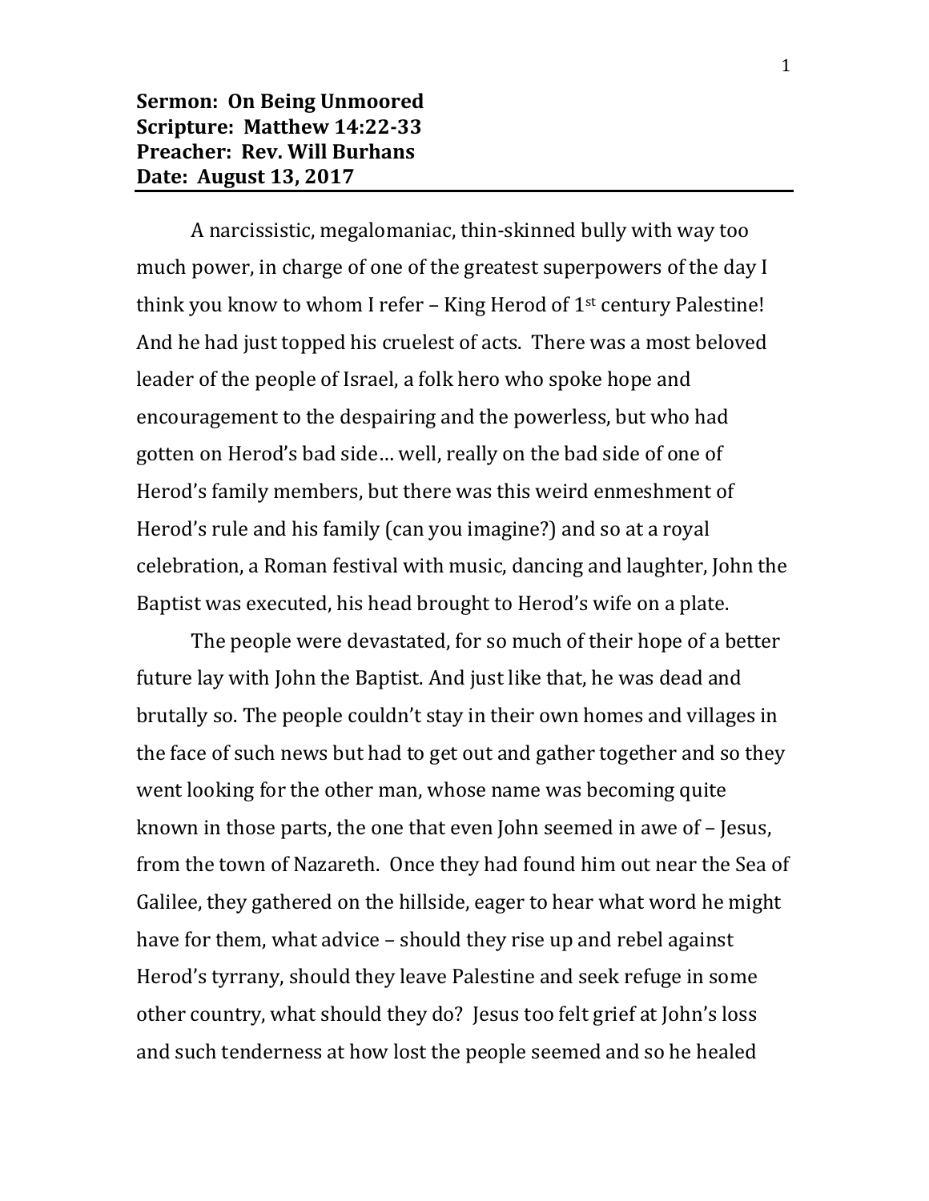**Sermon: On Being Unmoored**
**Scripture: Matthew 14:22-33**
**Preacher: Rev. Will Burhans**
**Date: August 13, 2017**

---

A narcissistic, megalomaniac, thin-skinned bully with way too much power, in charge of one of the greatest superpowers of the day I think you know to whom I refer – King Herod of 1st century Palestine! And he had just topped his cruelest of acts. There was a most beloved leader of the people of Israel, a folk hero who spoke hope and encouragement to the despairing and the powerless, but who had gotten on Herod's bad side… well, really on the bad side of one of Herod's family members, but there was this weird enmeshment of Herod's rule and his family (can you imagine?) and so at a royal celebration, a Roman festival with music, dancing and laughter, John the Baptist was executed, his head brought to Herod's wife on a plate.

The people were devastated, for so much of their hope of a better future lay with John the Baptist. And just like that, he was dead and brutally so. The people couldn't stay in their own homes and villages in the face of such news but had to get out and gather together and so they went looking for the other man, whose name was becoming quite known in those parts, the one that even John seemed in awe of – Jesus, from the town of Nazareth. Once they had found him out near the Sea of Galilee, they gathered on the hillside, eager to hear what word he might have for them, what advice – should they rise up and rebel against Herod's tyrrany, should they leave Palestine and seek refuge in some other country, what should they do? Jesus too felt grief at John's loss and such tenderness at how lost the people seemed and so he healed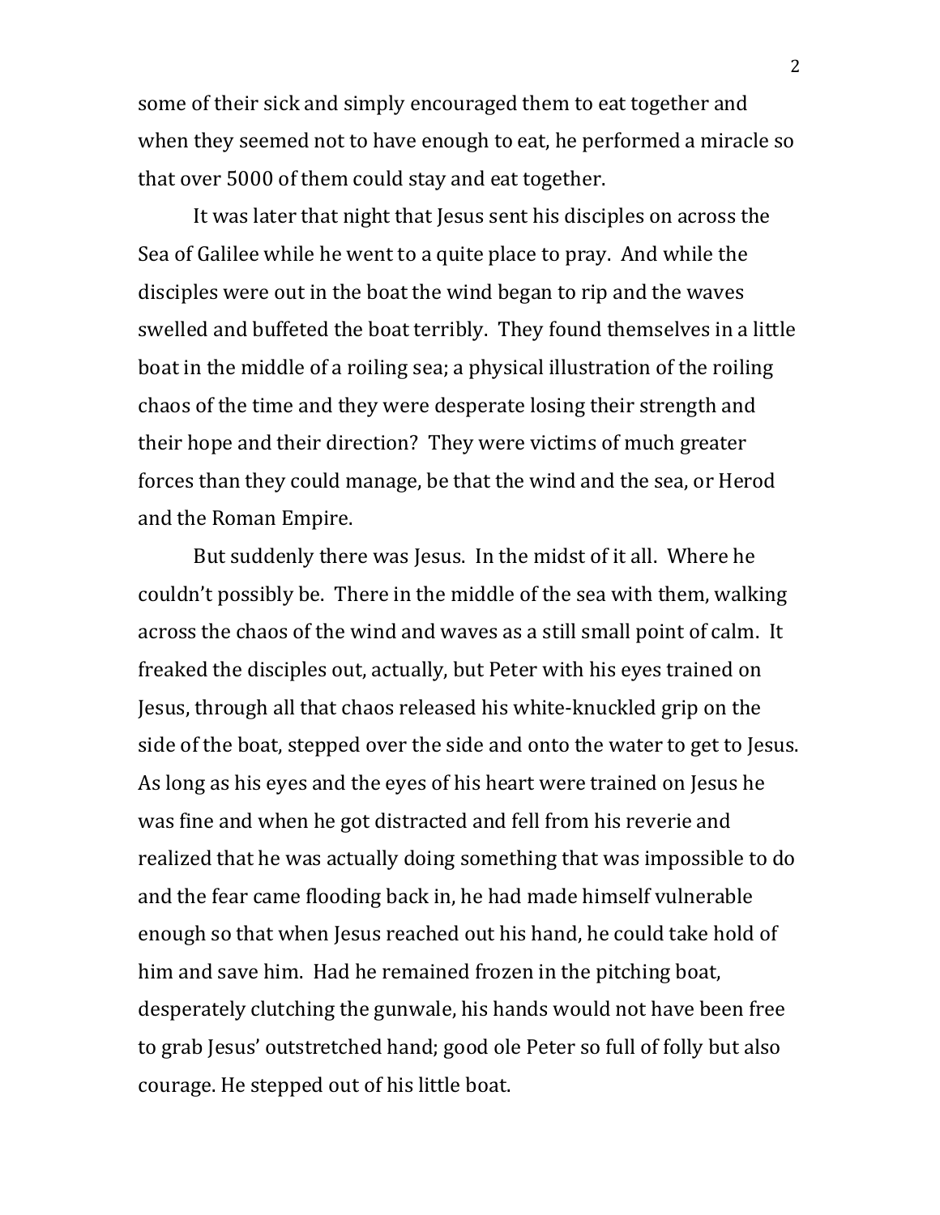some of their sick and simply encouraged them to eat together and when they seemed not to have enough to eat, he performed a miracle so that over 5000 of them could stay and eat together.

It was later that night that Jesus sent his disciples on across the Sea of Galilee while he went to a quite place to pray. And while the disciples were out in the boat the wind began to rip and the waves swelled and buffeted the boat terribly. They found themselves in a little boat in the middle of a roiling sea; a physical illustration of the roiling chaos of the time and they were desperate losing their strength and their hope and their direction? They were victims of much greater forces than they could manage, be that the wind and the sea, or Herod and the Roman Empire.

But suddenly there was Jesus. In the midst of it all. Where he couldn't possibly be. There in the middle of the sea with them, walking across the chaos of the wind and waves as a still small point of calm. It freaked the disciples out, actually, but Peter with his eyes trained on Jesus, through all that chaos released his white-knuckled grip on the side of the boat, stepped over the side and onto the water to get to Jesus. As long as his eyes and the eyes of his heart were trained on Jesus he was fine and when he got distracted and fell from his reverie and realized that he was actually doing something that was impossible to do and the fear came flooding back in, he had made himself vulnerable enough so that when Jesus reached out his hand, he could take hold of him and save him. Had he remained frozen in the pitching boat, desperately clutching the gunwale, his hands would not have been free to grab Jesus' outstretched hand; good ole Peter so full of folly but also courage. He stepped out of his little boat.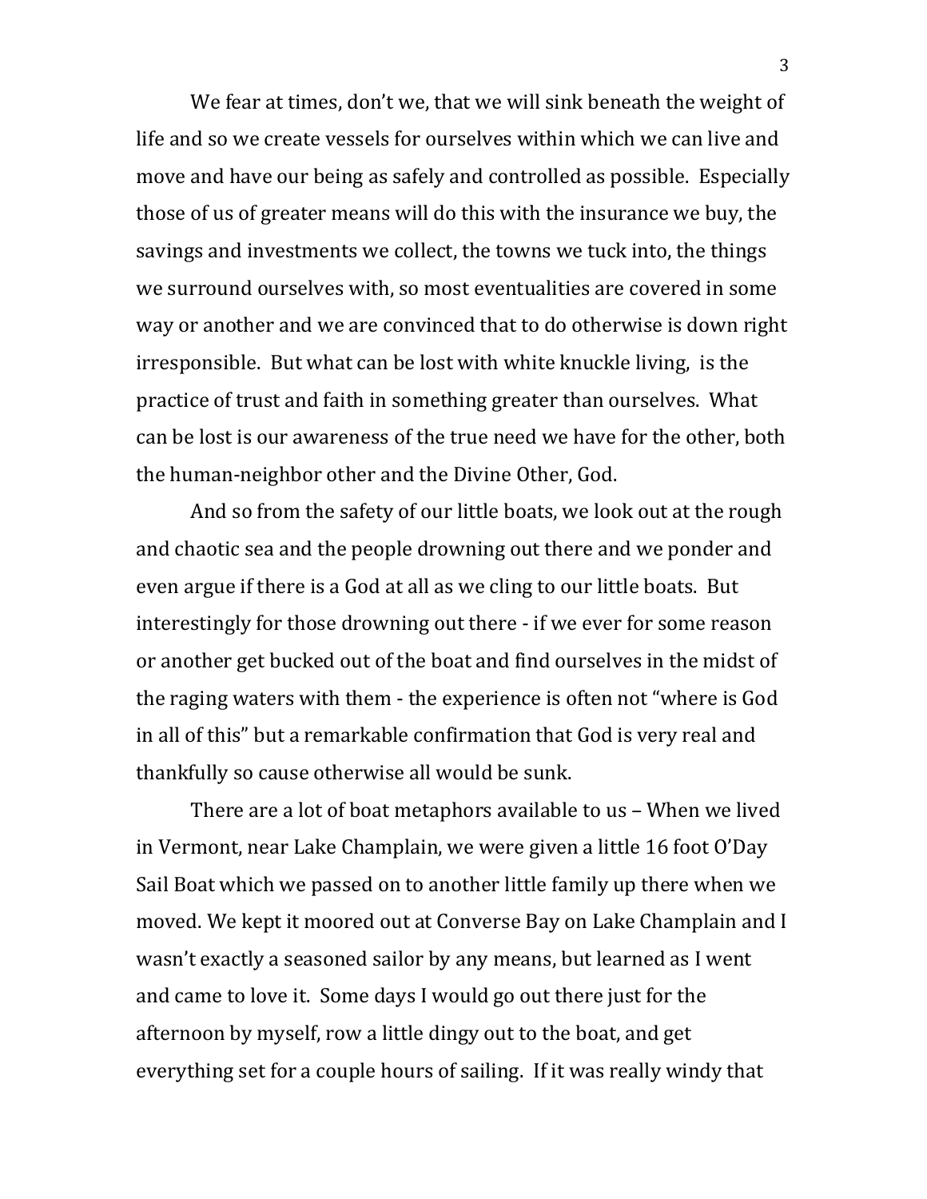We fear at times, don't we, that we will sink beneath the weight of life and so we create vessels for ourselves within which we can live and move and have our being as safely and controlled as possible. Especially those of us of greater means will do this with the insurance we buy, the savings and investments we collect, the towns we tuck into, the things we surround ourselves with, so most eventualities are covered in some way or another and we are convinced that to do otherwise is down right irresponsible. But what can be lost with white knuckle living, is the practice of trust and faith in something greater than ourselves. What can be lost is our awareness of the true need we have for the other, both the human-neighbor other and the Divine Other, God.

And so from the safety of our little boats, we look out at the rough and chaotic sea and the people drowning out there and we ponder and even argue if there is a God at all as we cling to our little boats. But interestingly for those drowning out there - if we ever for some reason or another get bucked out of the boat and find ourselves in the midst of the raging waters with them - the experience is often not "where is God in all of this" but a remarkable confirmation that God is very real and thankfully so cause otherwise all would be sunk.

There are a lot of boat metaphors available to us – When we lived in Vermont, near Lake Champlain, we were given a little 16 foot O'Day Sail Boat which we passed on to another little family up there when we moved. We kept it moored out at Converse Bay on Lake Champlain and I wasn't exactly a seasoned sailor by any means, but learned as I went and came to love it. Some days I would go out there just for the afternoon by myself, row a little dingy out to the boat, and get everything set for a couple hours of sailing. If it was really windy that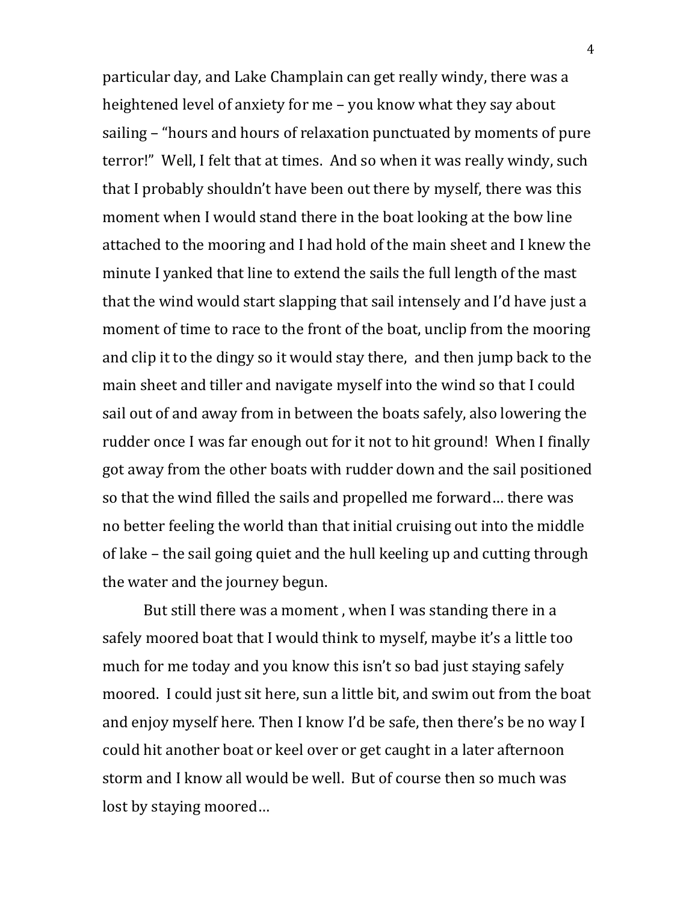particular day, and Lake Champlain can get really windy, there was a heightened level of anxiety for me – you know what they say about sailing – "hours and hours of relaxation punctuated by moments of pure terror!" Well, I felt that at times. And so when it was really windy, such that I probably shouldn't have been out there by myself, there was this moment when I would stand there in the boat looking at the bow line attached to the mooring and I had hold of the main sheet and I knew the minute I yanked that line to extend the sails the full length of the mast that the wind would start slapping that sail intensely and I'd have just a moment of time to race to the front of the boat, unclip from the mooring and clip it to the dingy so it would stay there, and then jump back to the main sheet and tiller and navigate myself into the wind so that I could sail out of and away from in between the boats safely, also lowering the rudder once I was far enough out for it not to hit ground! When I finally got away from the other boats with rudder down and the sail positioned so that the wind filled the sails and propelled me forward… there was no better feeling the world than that initial cruising out into the middle of lake – the sail going quiet and the hull keeling up and cutting through the water and the journey begun.

But still there was a moment , when I was standing there in a safely moored boat that I would think to myself, maybe it's a little too much for me today and you know this isn't so bad just staying safely moored. I could just sit here, sun a little bit, and swim out from the boat and enjoy myself here. Then I know I'd be safe, then there's be no way I could hit another boat or keel over or get caught in a later afternoon storm and I know all would be well. But of course then so much was lost by staying moored…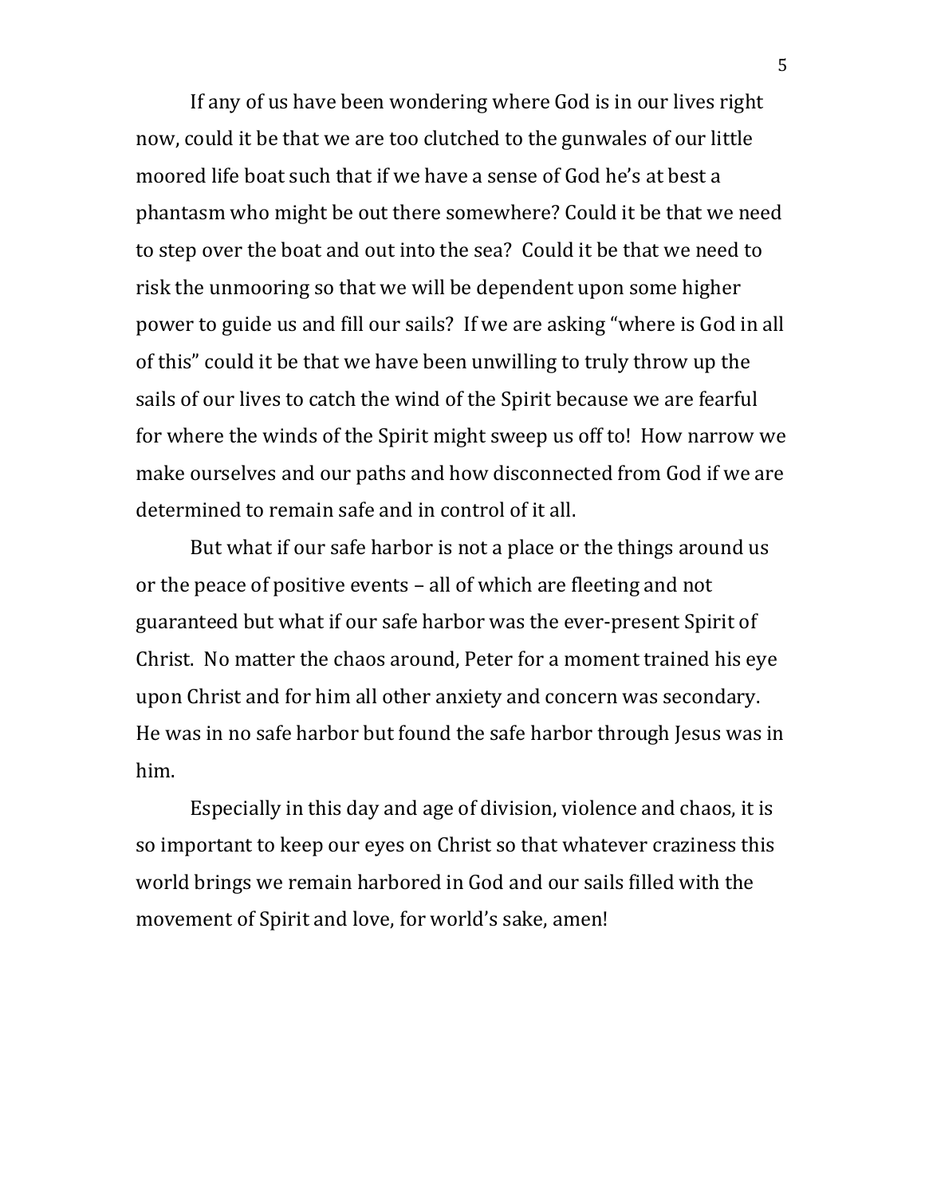If any of us have been wondering where God is in our lives right now, could it be that we are too clutched to the gunwales of our little moored life boat such that if we have a sense of God he's at best a phantasm who might be out there somewhere? Could it be that we need to step over the boat and out into the sea? Could it be that we need to risk the unmooring so that we will be dependent upon some higher power to guide us and fill our sails? If we are asking "where is God in all of this" could it be that we have been unwilling to truly throw up the sails of our lives to catch the wind of the Spirit because we are fearful for where the winds of the Spirit might sweep us off to! How narrow we make ourselves and our paths and how disconnected from God if we are determined to remain safe and in control of it all.

But what if our safe harbor is not a place or the things around us or the peace of positive events – all of which are fleeting and not guaranteed but what if our safe harbor was the ever-present Spirit of Christ. No matter the chaos around, Peter for a moment trained his eye upon Christ and for him all other anxiety and concern was secondary. He was in no safe harbor but found the safe harbor through Jesus was in him.

Especially in this day and age of division, violence and chaos, it is so important to keep our eyes on Christ so that whatever craziness this world brings we remain harbored in God and our sails filled with the movement of Spirit and love, for world's sake, amen!